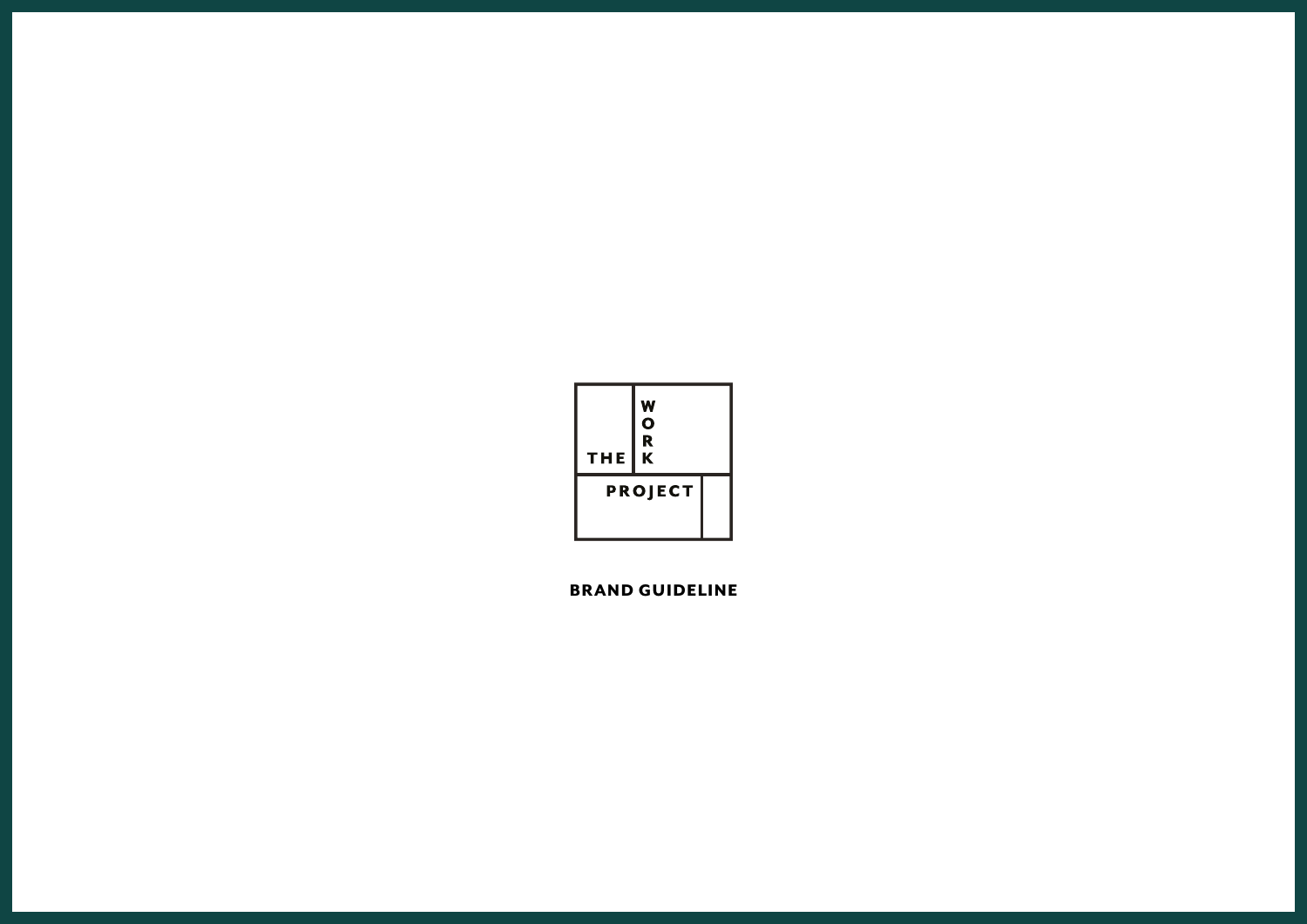THE WORK PROJECT

# BRAND GUIDELINE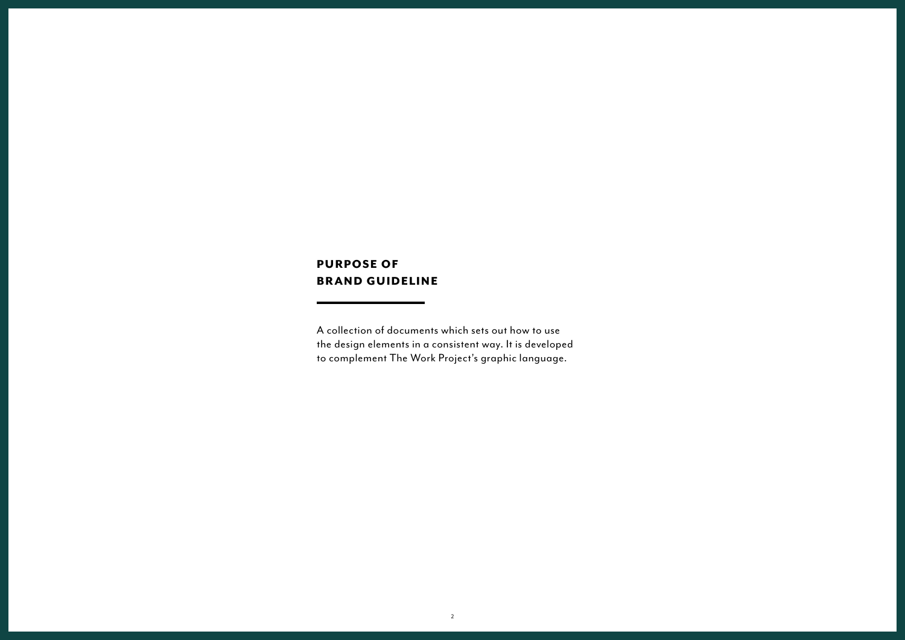## PURPOSE OF BRAND GUIDELINE

A collection of documents which sets out how to use the design elements in a consistent way. It is developed to complement The Work Project's graphic language.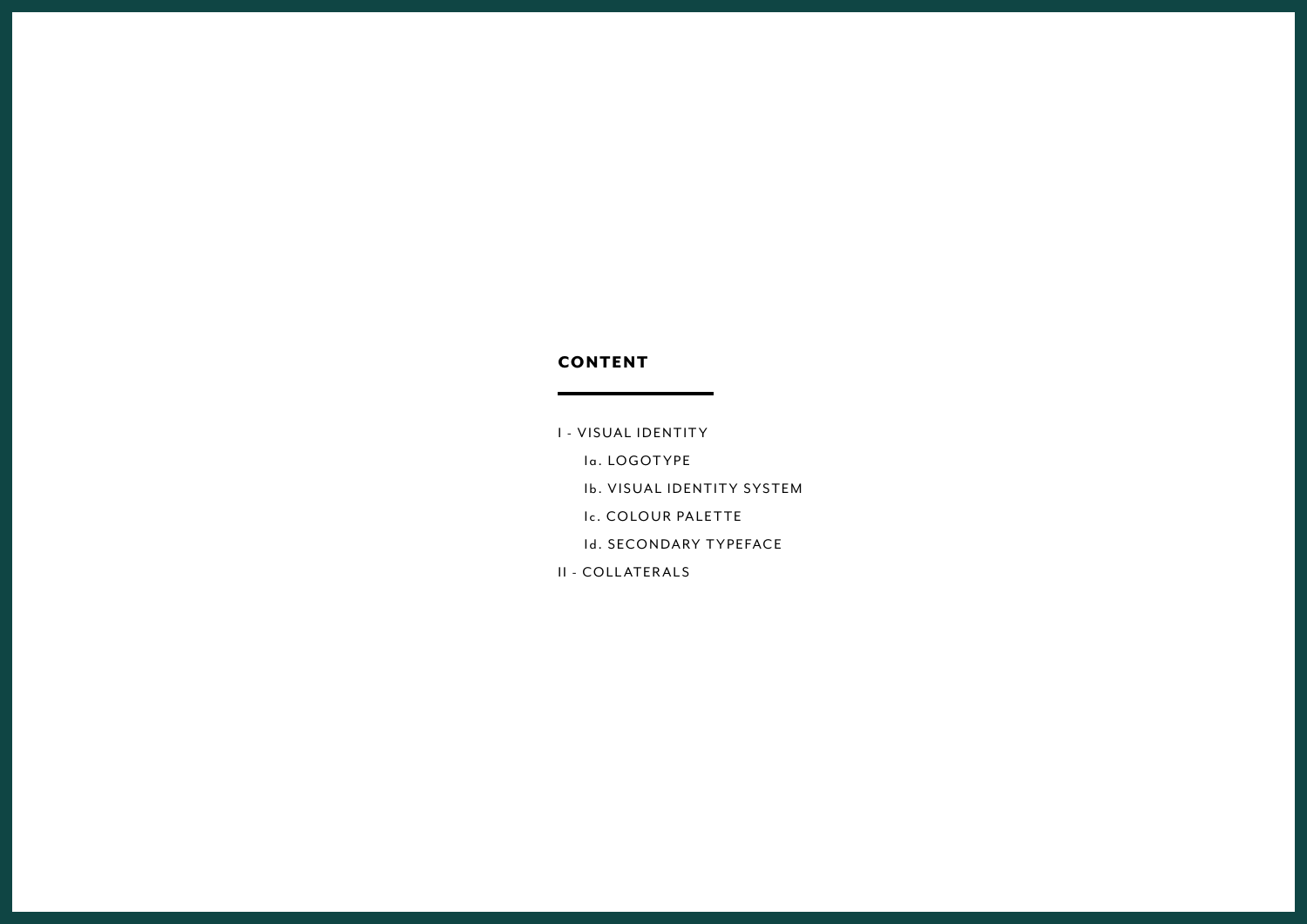## CONTENT

- I - VISUAL IDENTITY
  - Ia. LOGOTYPE
  - Ib. VISUAL IDENTITY SYSTEM
  - Ic. COLOUR PALETTE
  - Id. SECONDARY TYPEFACE
- II - COLLATERALS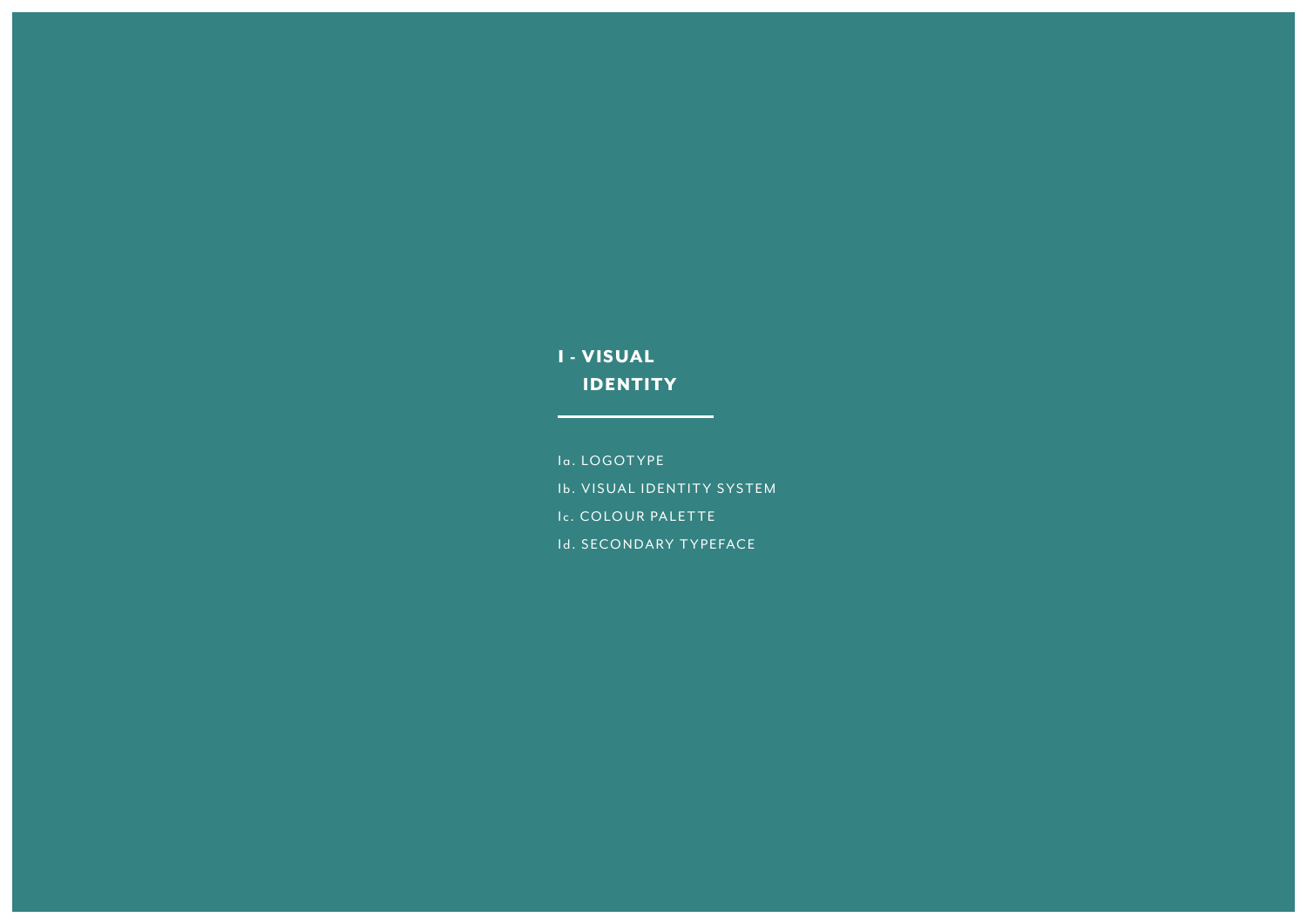# I - VISUAL IDENTITY

Ia. LOGOTYPE

Ib. VISUAL IDENTITY SYSTEM

Ic. COLOUR PALETTE

Id. SECONDARY TYPEFACE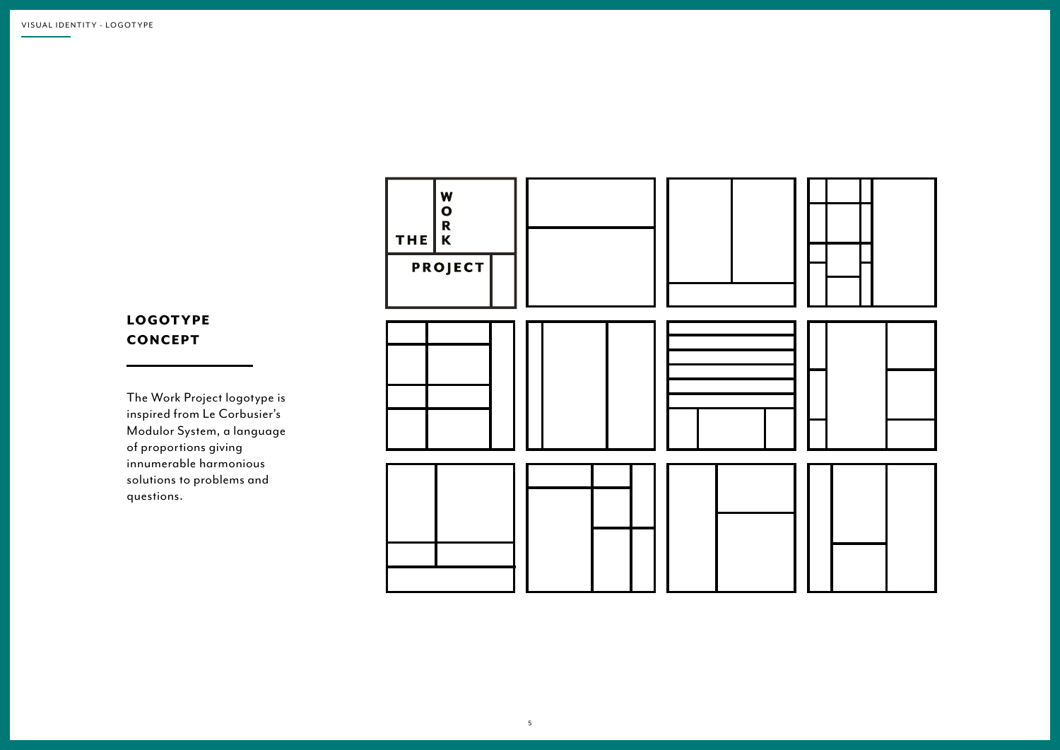## LOGOTYPE CONCEPT

The Work Project logotype is inspired from Le Corbusier's Modulor System, a language of proportions giving innumerable harmonious solutions to problems and questions.

THE
W
O
R
K
PROJECT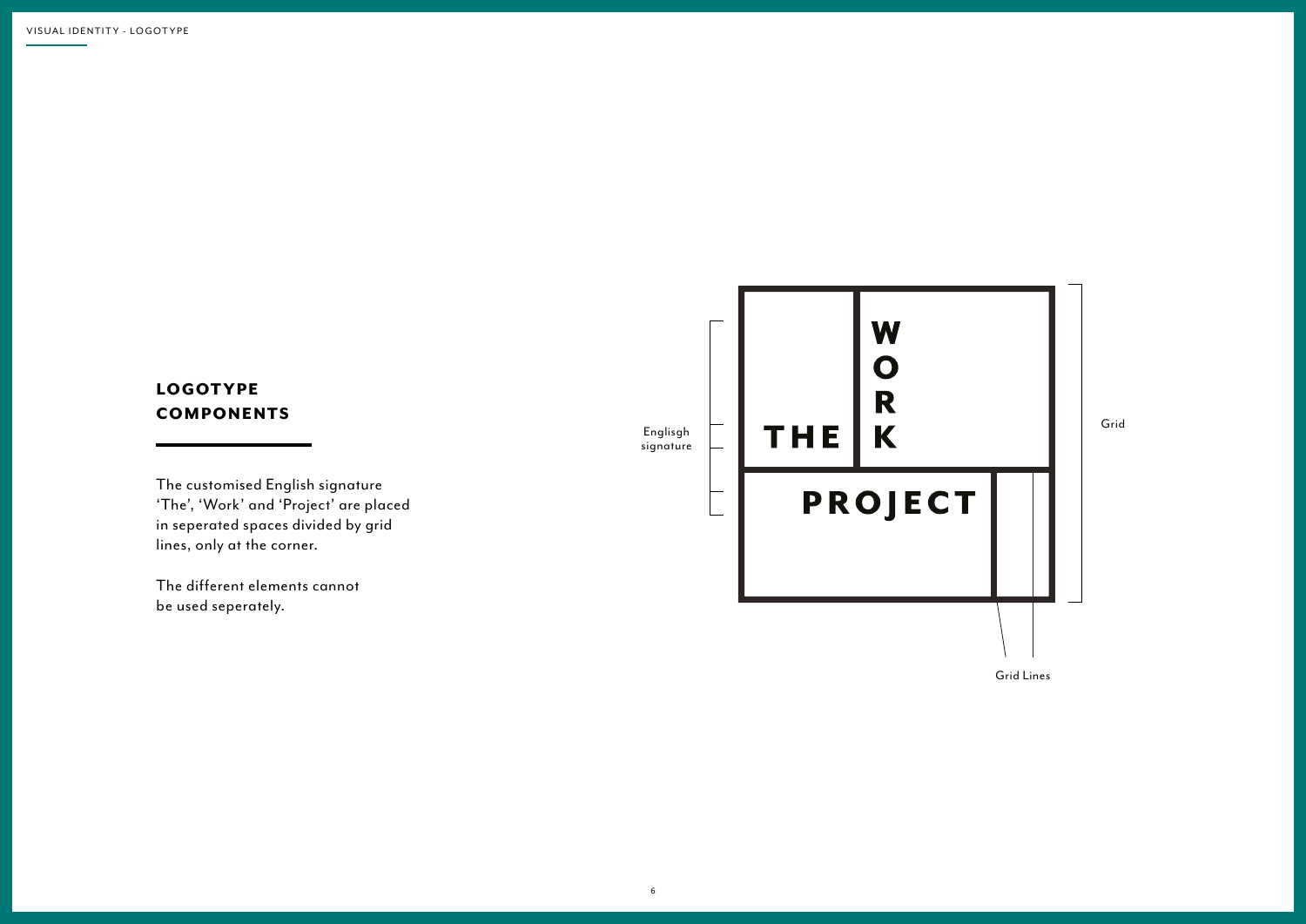## LOGOTYPE COMPONENTS

The customised English signature 'The', 'Work' and 'Project' are placed in seperated spaces divided by grid lines, only at the corner.

The different elements cannot be used seperately.

Englisgh signature

THE

W O R K

PROJECT

Grid

Grid Lines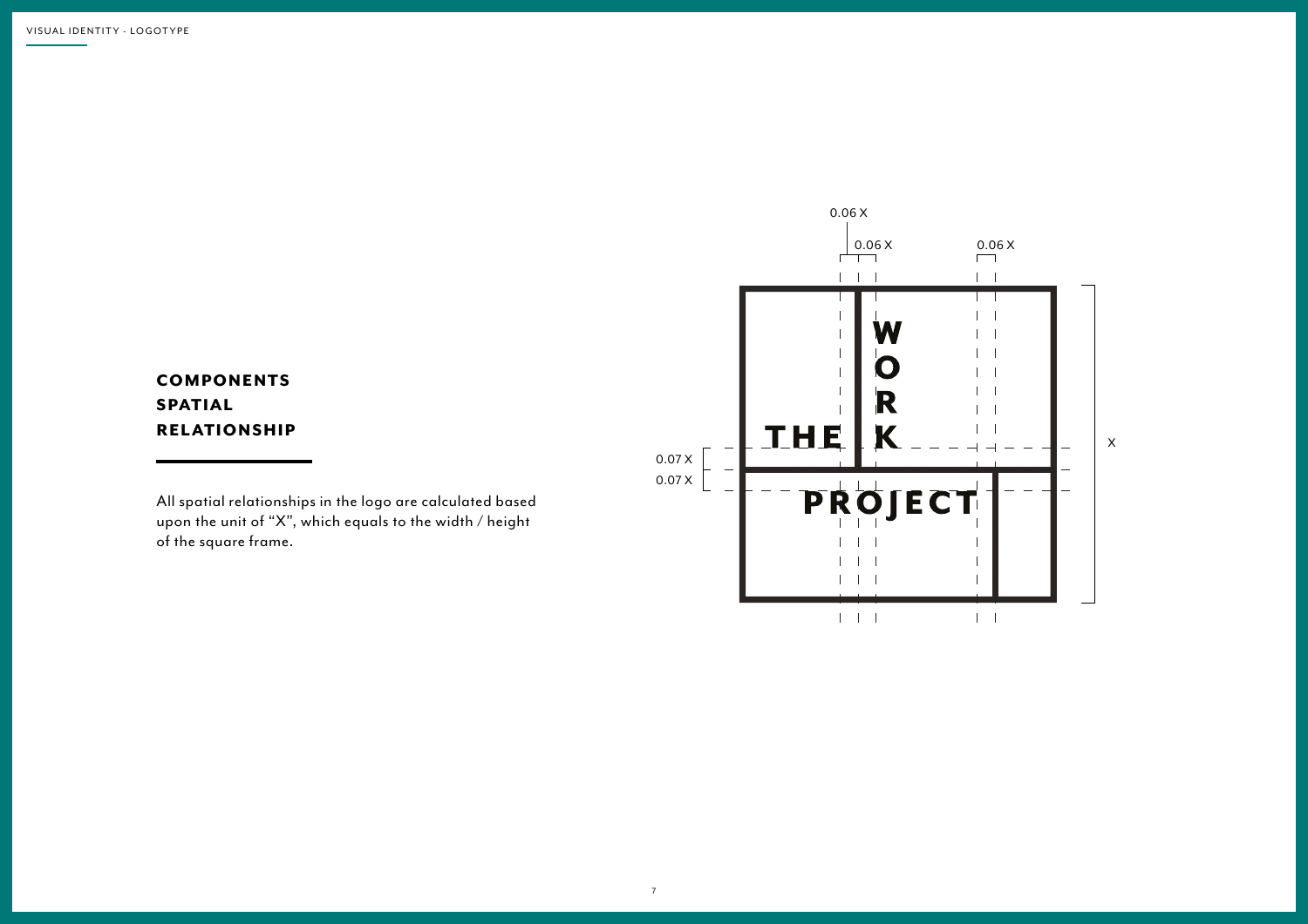## COMPONENTS SPATIAL RELATIONSHIP

All spatial relationships in the logo are calculated based upon the unit of "X", which equals to the width / height of the square frame.

0.06 X

0.06 X

0.06 X

THE WORK PROJECT

0.07 X

0.07 X

X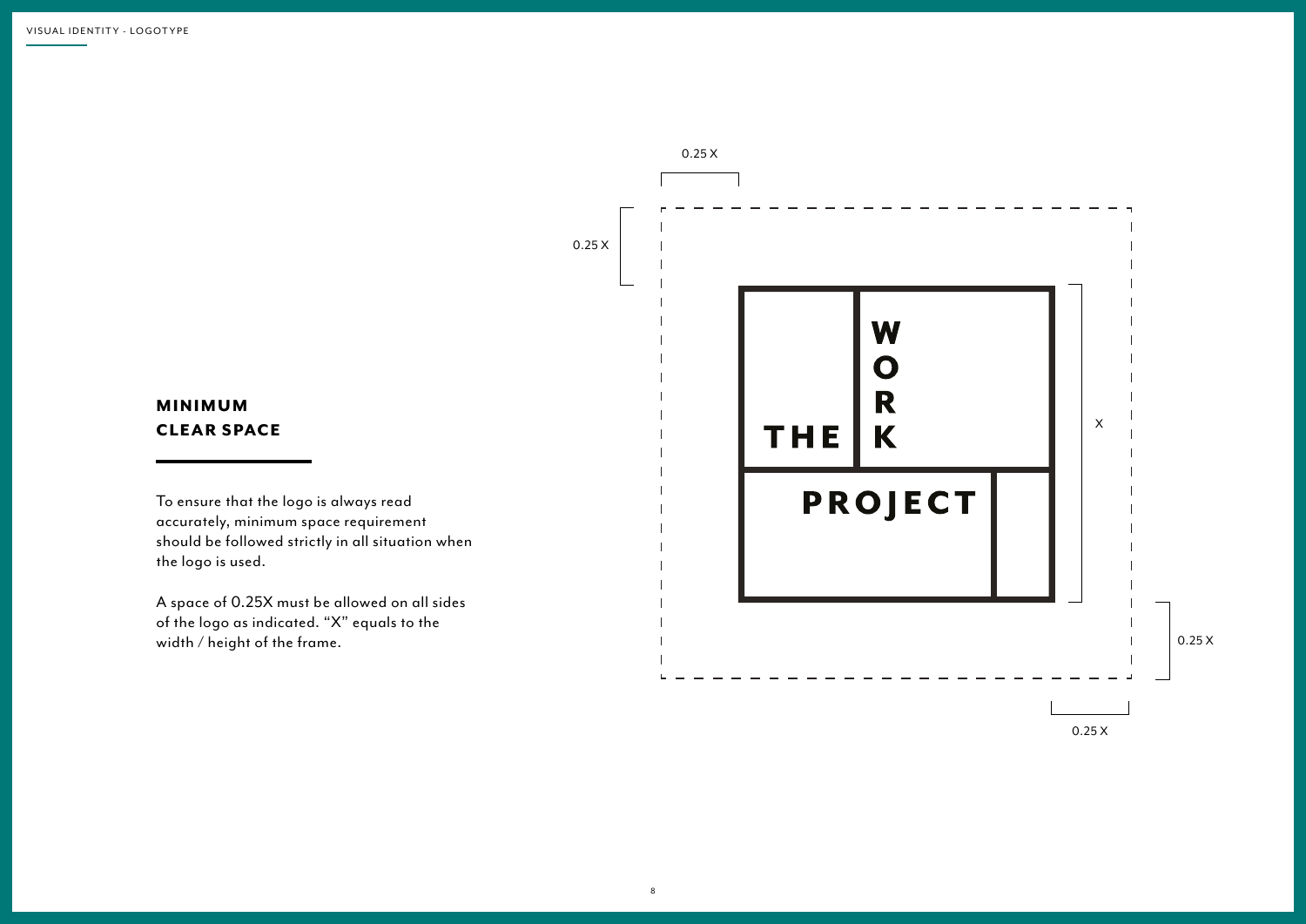## MINIMUM CLEAR SPACE

To ensure that the logo is always read accurately, minimum space requirement should be followed strictly in all situation when the logo is used.

A space of 0.25X must be allowed on all sides of the logo as indicated. "X" equals to the width / height of the frame.

0.25 X

0.25 X

THE WORK PROJECT

X

0.25 X

0.25 X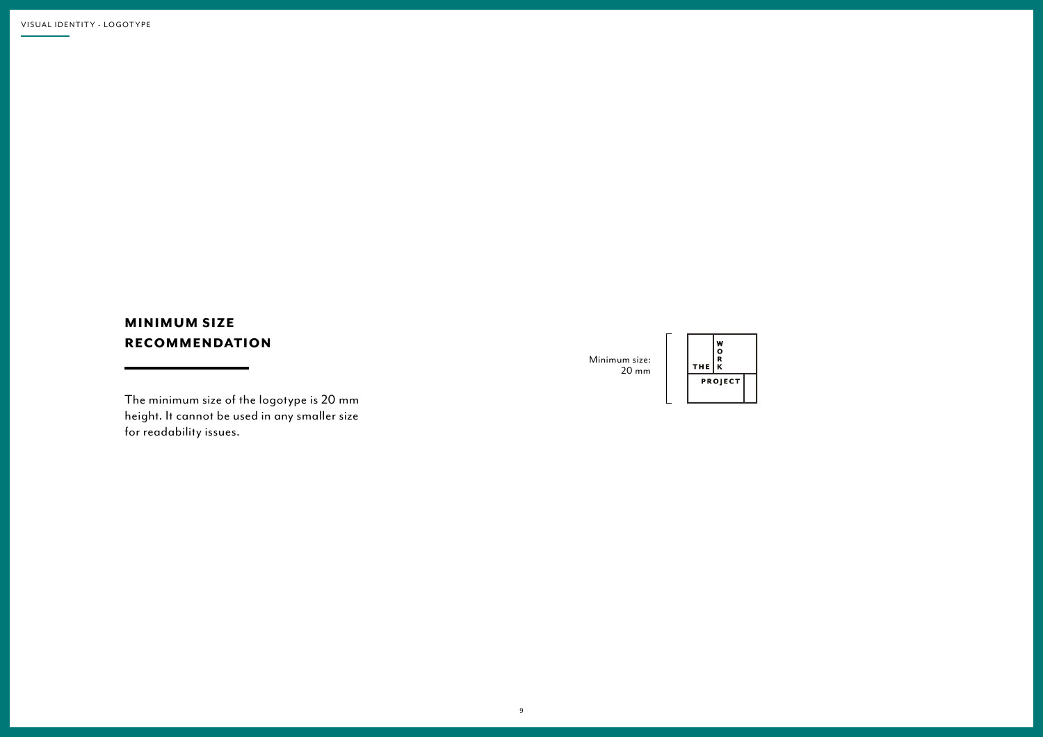## MINIMUM SIZE RECOMMENDATION

The minimum size of the logotype is 20 mm height. It cannot be used in any smaller size for readability issues.

Minimum size:
20 mm

THE WORK PROJECT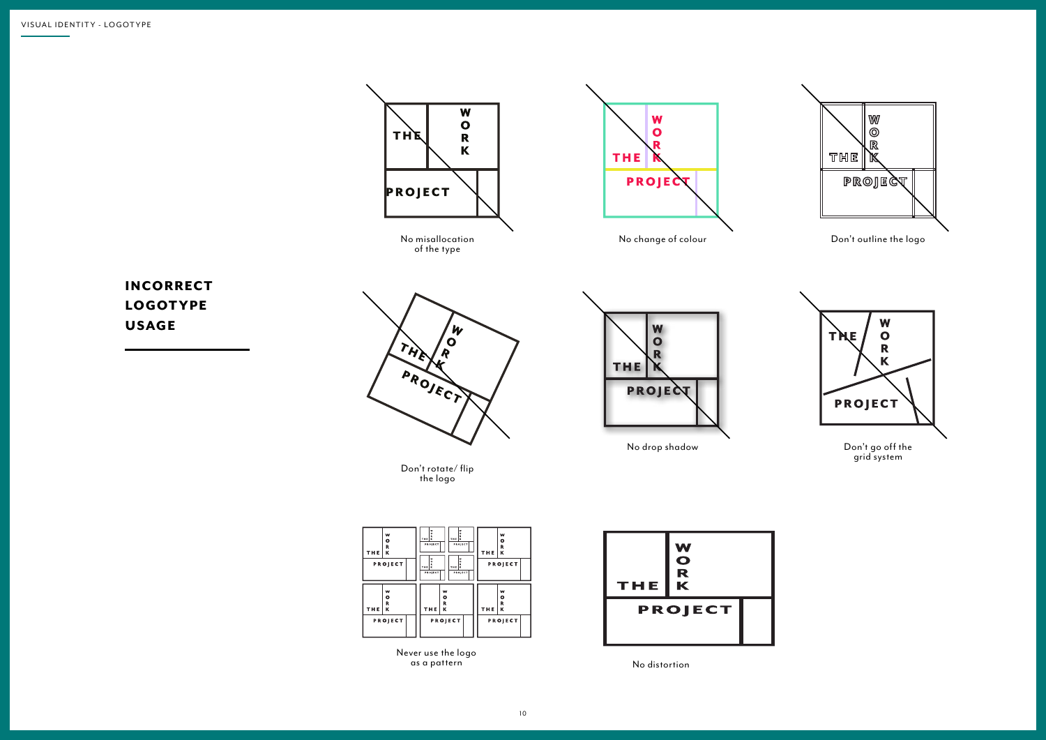## INCORRECT LOGOTYPE USAGE

No misallocation of the type

No change of colour

Don't outline the logo

Don't rotate/ flip the logo

No drop shadow

Don't go off the grid system

Never use the logo as a pattern

No distortion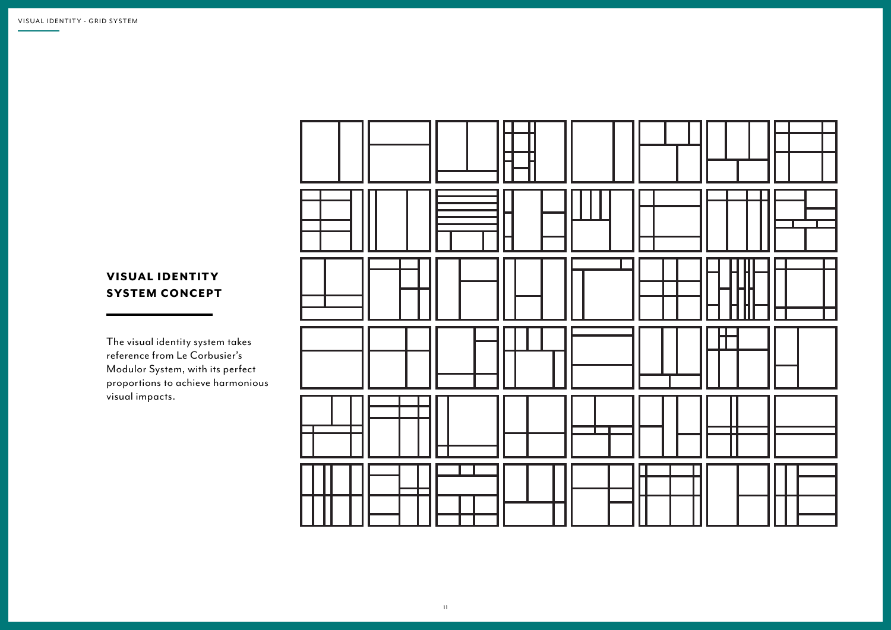## VISUAL IDENTITY SYSTEM CONCEPT

The visual identity system takes reference from Le Corbusier's Modulor System, with its perfect proportions to achieve harmonious visual impacts.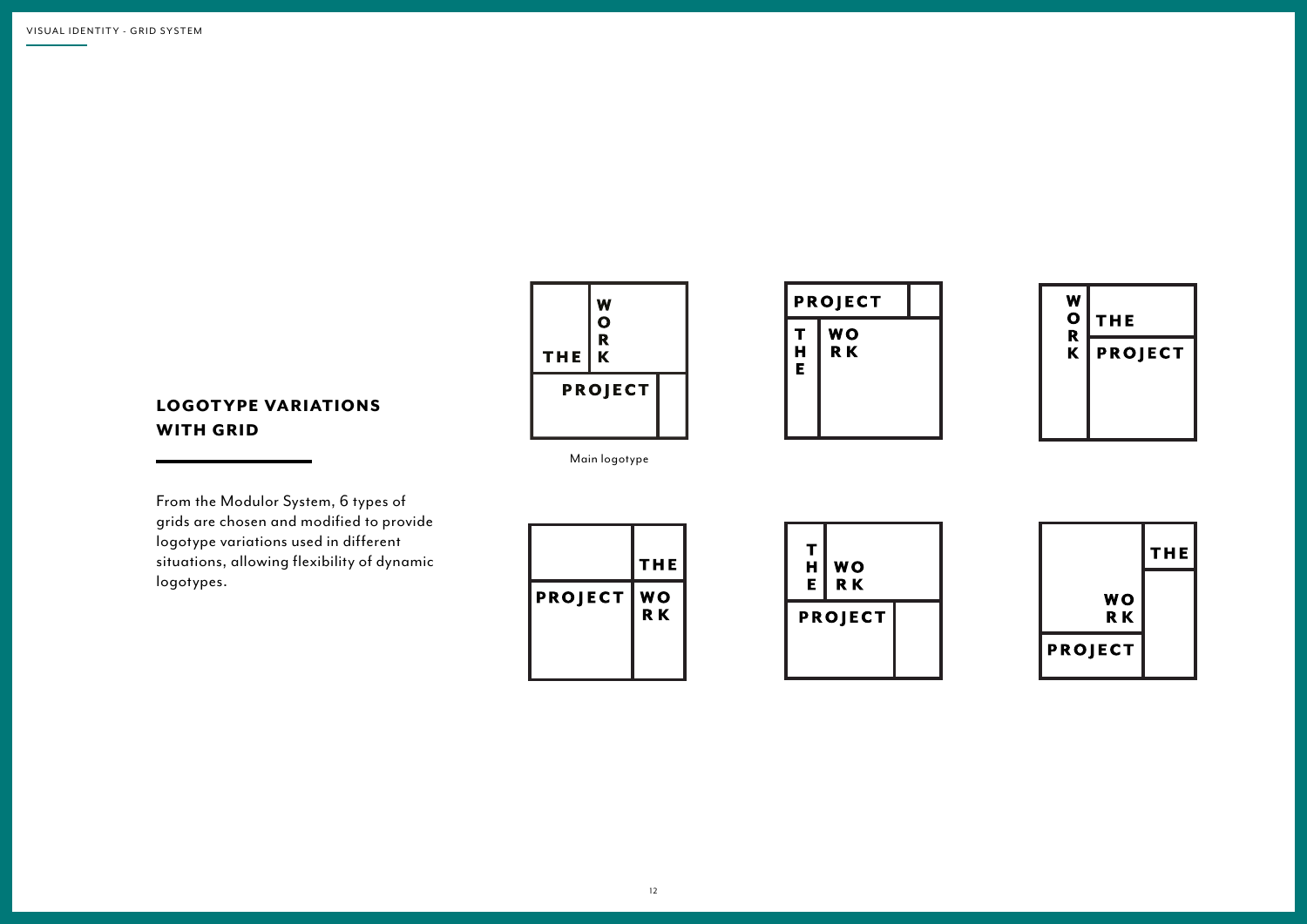## LOGOTYPE VARIATIONS WITH GRID

From the Modulor System, 6 types of grids are chosen and modified to provide logotype variations used in different situations, allowing flexibility of dynamic logotypes.

THE W O R K PROJECT

Main logotype

PROJECT T H E WO RK

W O R K THE PROJECT

THE PROJECT WO RK

T H E WO RK PROJECT

THE WO RK PROJECT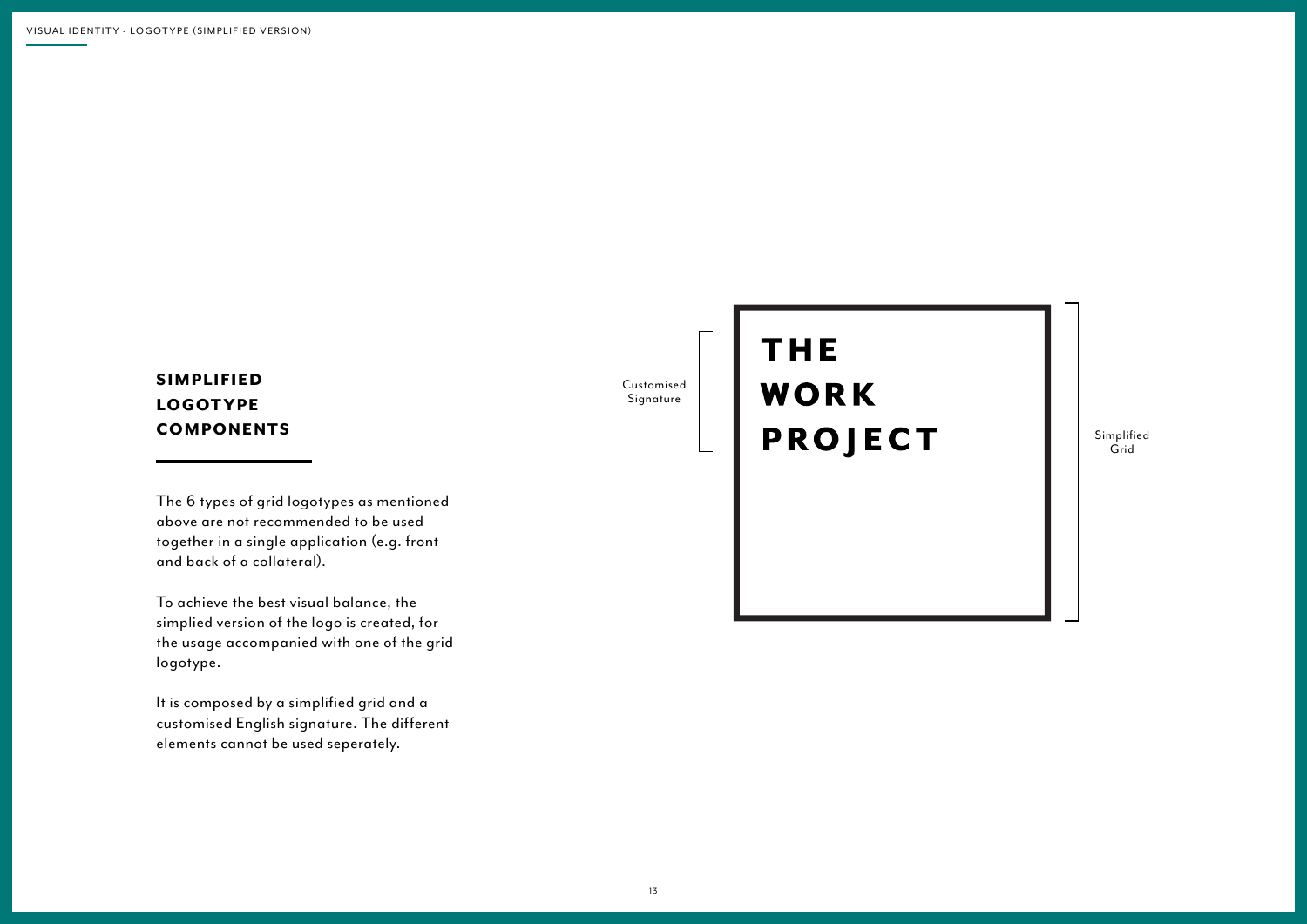## SIMPLIFIED LOGOTYPE COMPONENTS

The 6 types of grid logotypes as mentioned above are not recommended to be used together in a single application (e.g. front and back of a collateral).

To achieve the best visual balance, the simplied version of the logo is created, for the usage accompanied with one of the grid logotype.

It is composed by a simplified grid and a customised English signature. The different elements cannot be used seperately.

Customised Signature

THE
WORK
PROJECT

Simplified Grid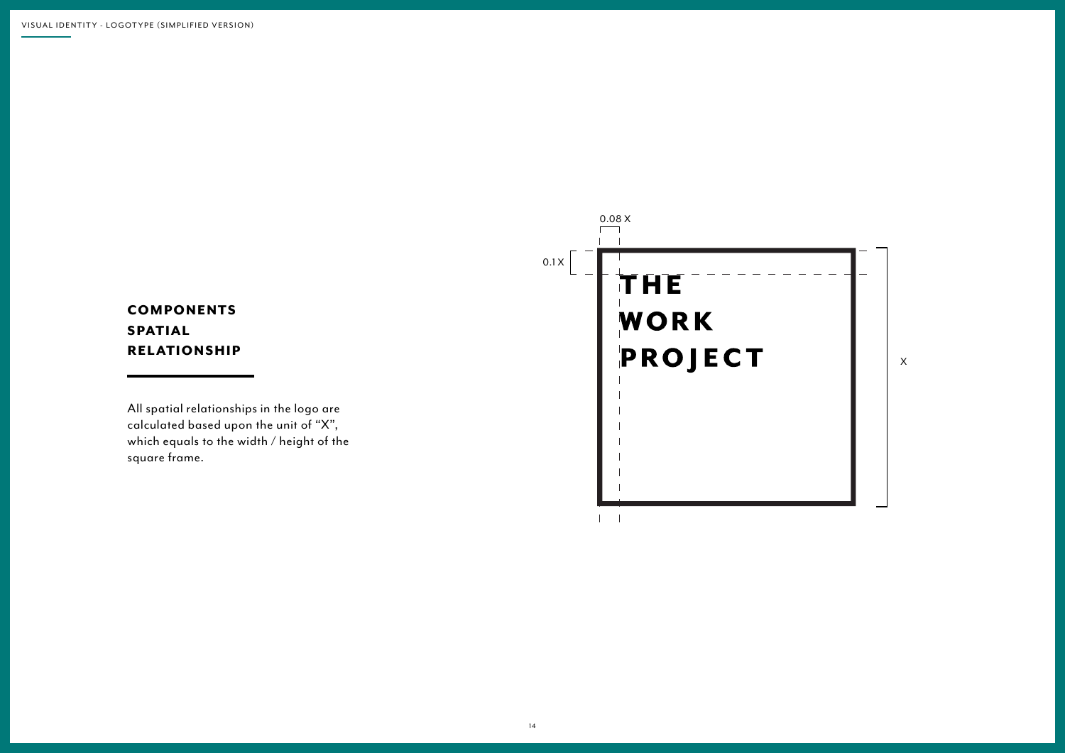## COMPONENTS SPATIAL RELATIONSHIP

All spatial relationships in the logo are calculated based upon the unit of "X", which equals to the width / height of the square frame.

0.08 X

0.1 X

THE
WORK
PROJECT

X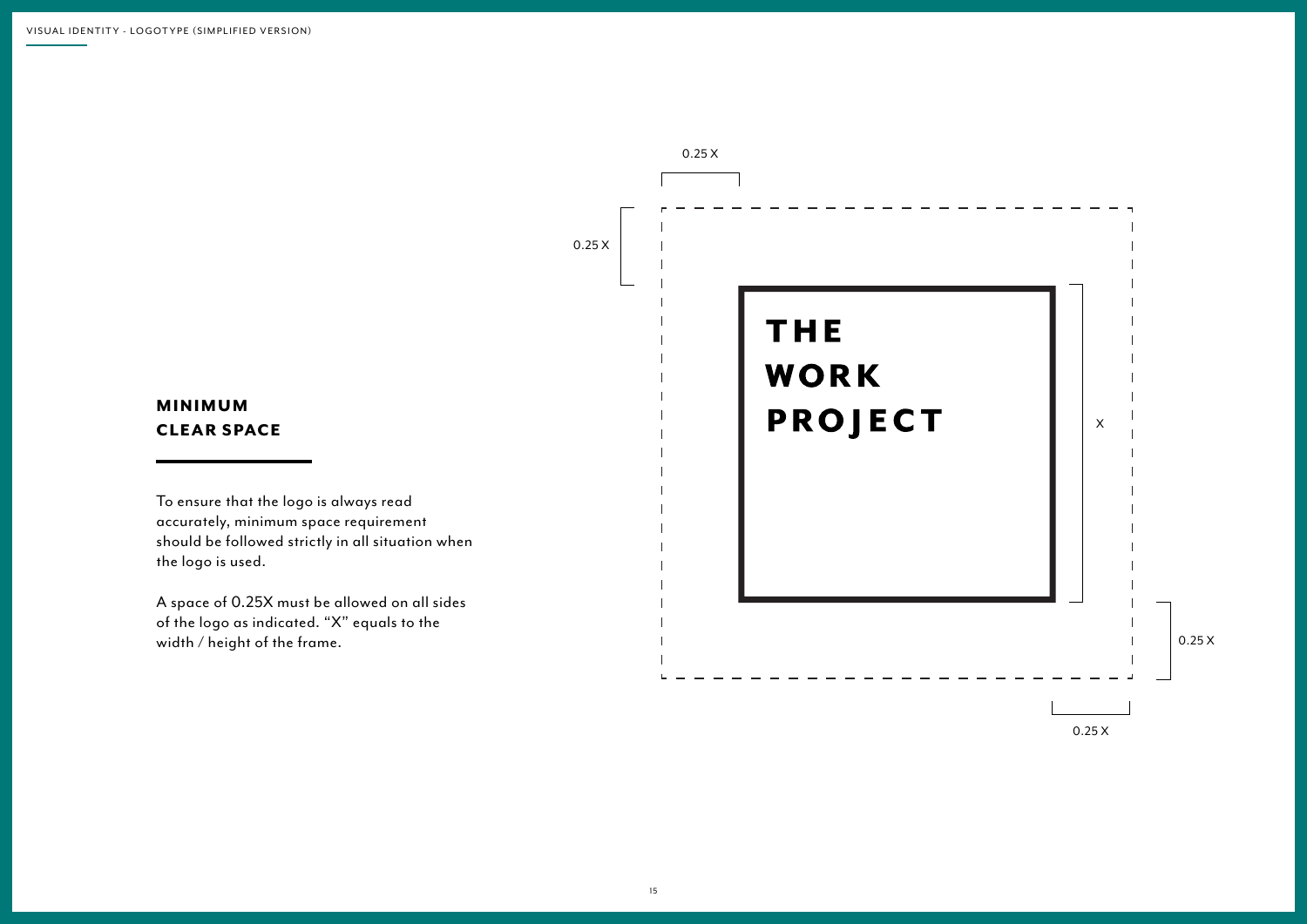## MINIMUM CLEAR SPACE

To ensure that the logo is always read accurately, minimum space requirement should be followed strictly in all situation when the logo is used.

A space of 0.25X must be allowed on all sides of the logo as indicated. "X" equals to the width / height of the frame.

0.25 X

0.25 X

THE WORK PROJECT

X

0.25 X

0.25 X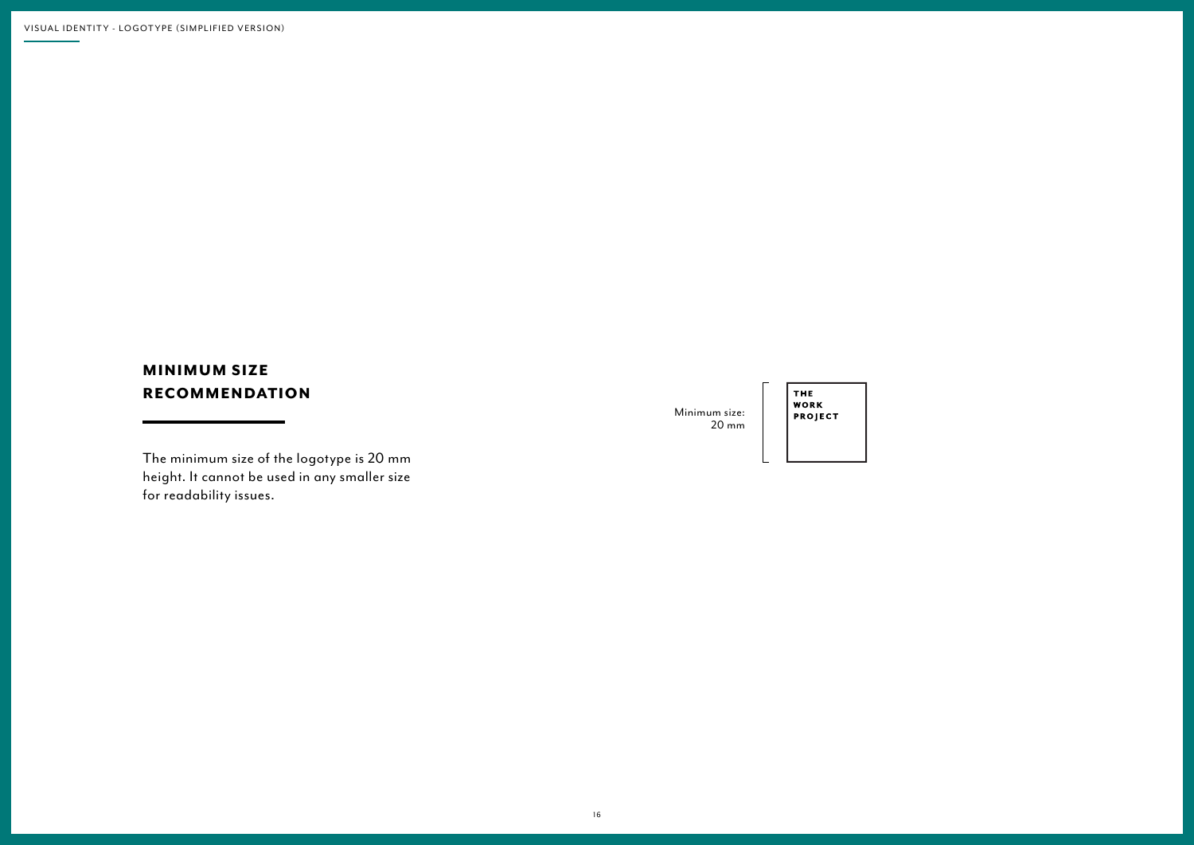## MINIMUM SIZE RECOMMENDATION

The minimum size of the logotype is 20 mm height. It cannot be used in any smaller size for readability issues.

Minimum size:
20 mm

THE
WORK
PROJECT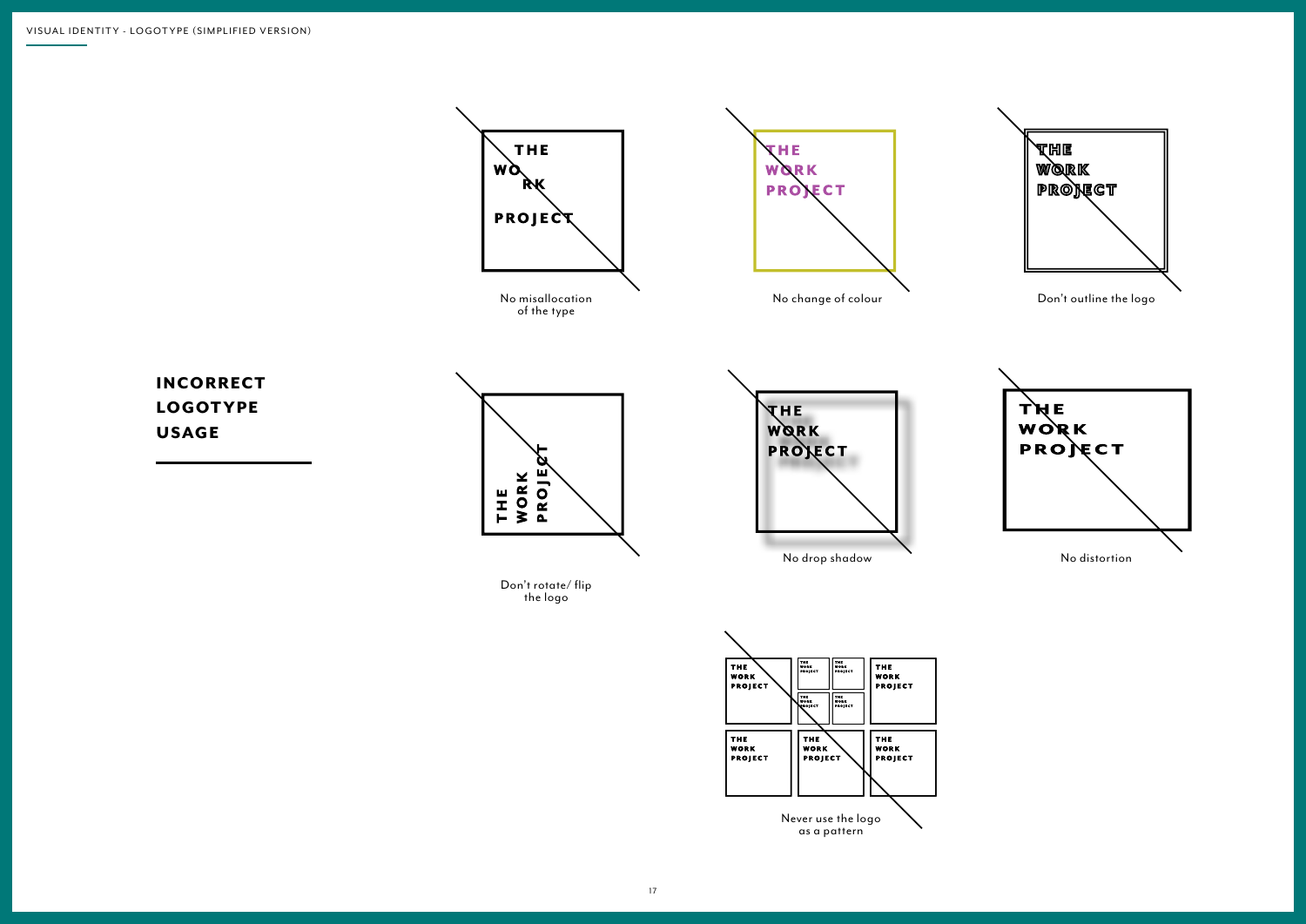# INCORRECT LOGOTYPE USAGE

No misallocation of the type

No change of colour

Don't outline the logo

Don't rotate/ flip the logo

No drop shadow

No distortion

Never use the logo as a pattern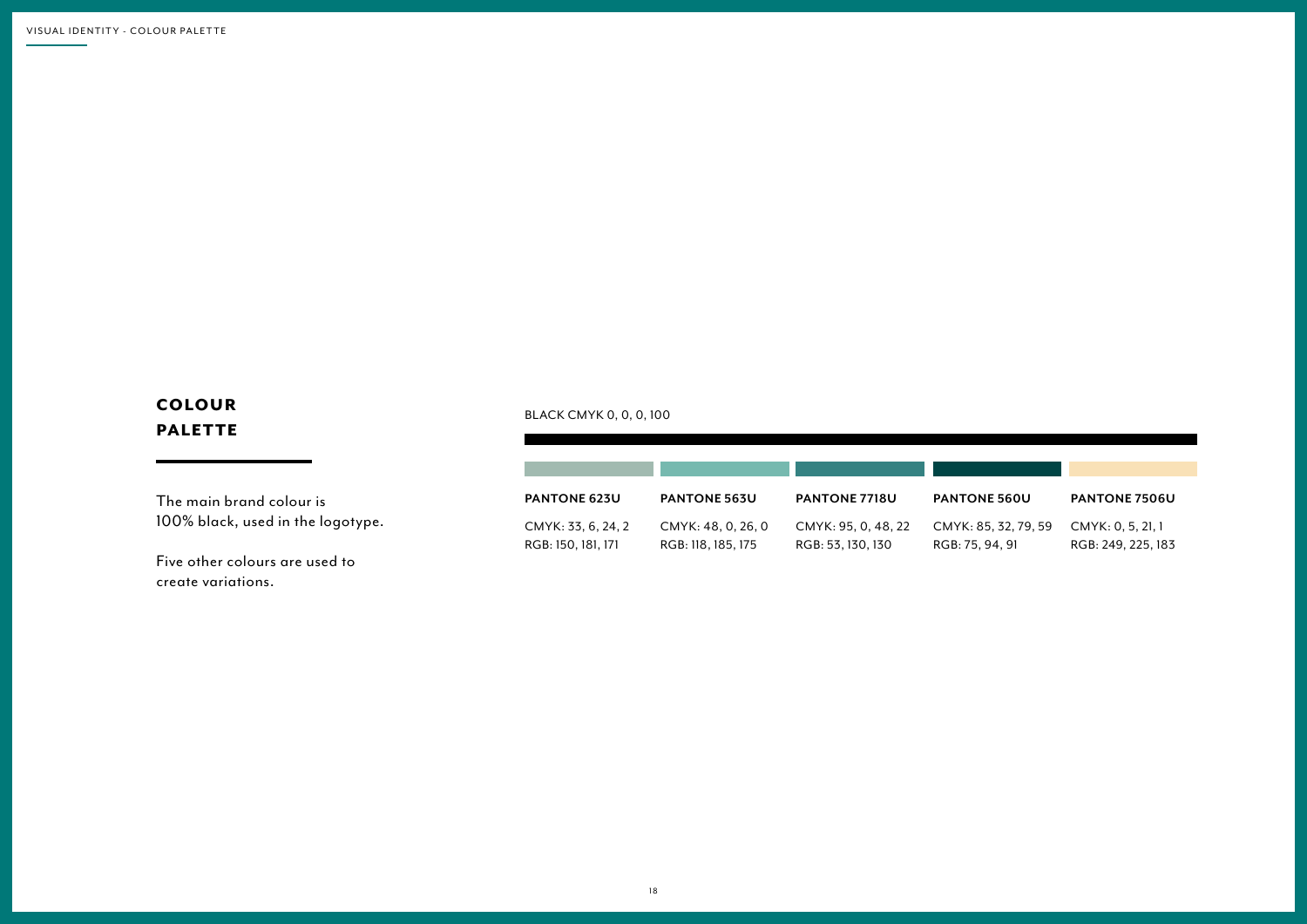## COLOUR PALETTE

The main brand colour is 100% black, used in the logotype.

Five other colours are used to create variations.

BLACK CMYK 0, 0, 0, 100

| PANTONE 623U | PANTONE 563U | PANTONE 7718U | PANTONE 560U | PANTONE 7506U |
|---|---|---|---|---|
| CMYK: 33, 6, 24, 2 | CMYK: 48, 0, 26, 0 | CMYK: 95, 0, 48, 22 | CMYK: 85, 32, 79, 59 | CMYK: 0, 5, 21, 1 |
| RGB: 150, 181, 171 | RGB: 118, 185, 175 | RGB: 53, 130, 130 | RGB: 75, 94, 91 | RGB: 249, 225, 183 |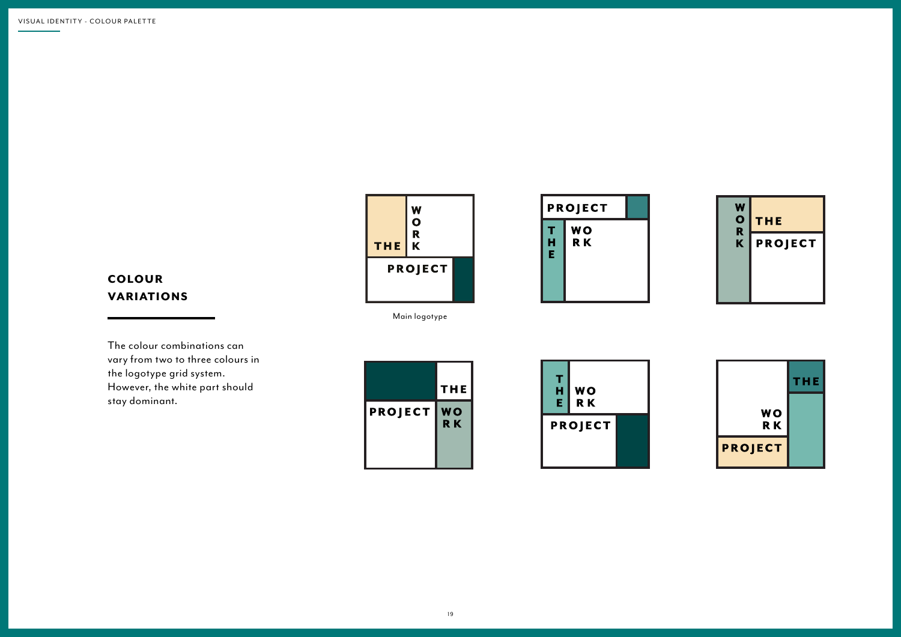## COLOUR VARIATIONS

The colour combinations can vary from two to three colours in the logotype grid system. However, the white part should stay dominant.

Main logotype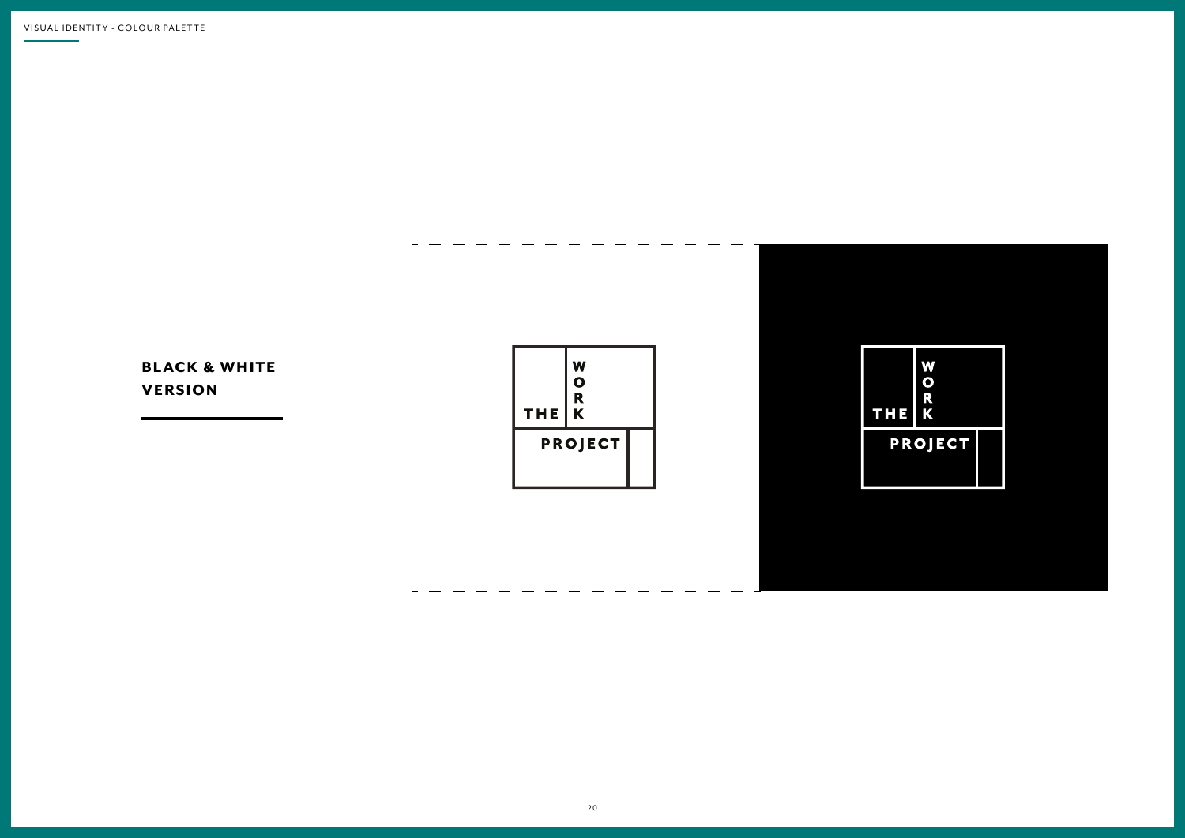## BLACK & WHITE VERSION

THE WORK PROJECT

THE WORK PROJECT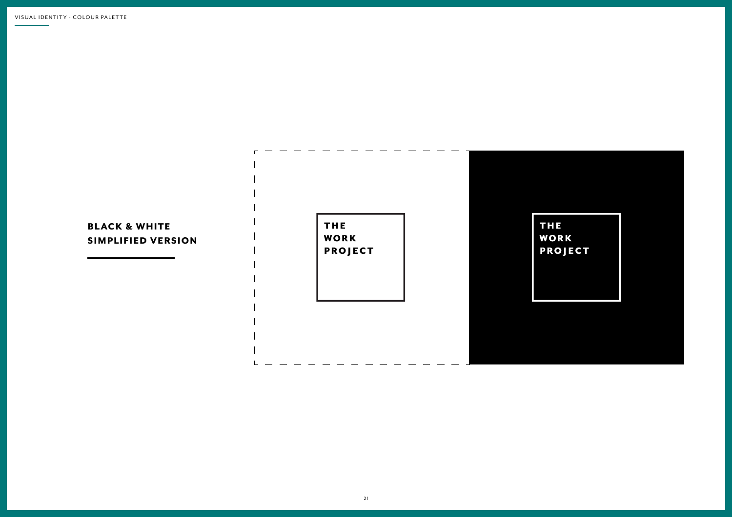## BLACK & WHITE SIMPLIFIED VERSION

THE
WORK
PROJECT

THE
WORK
PROJECT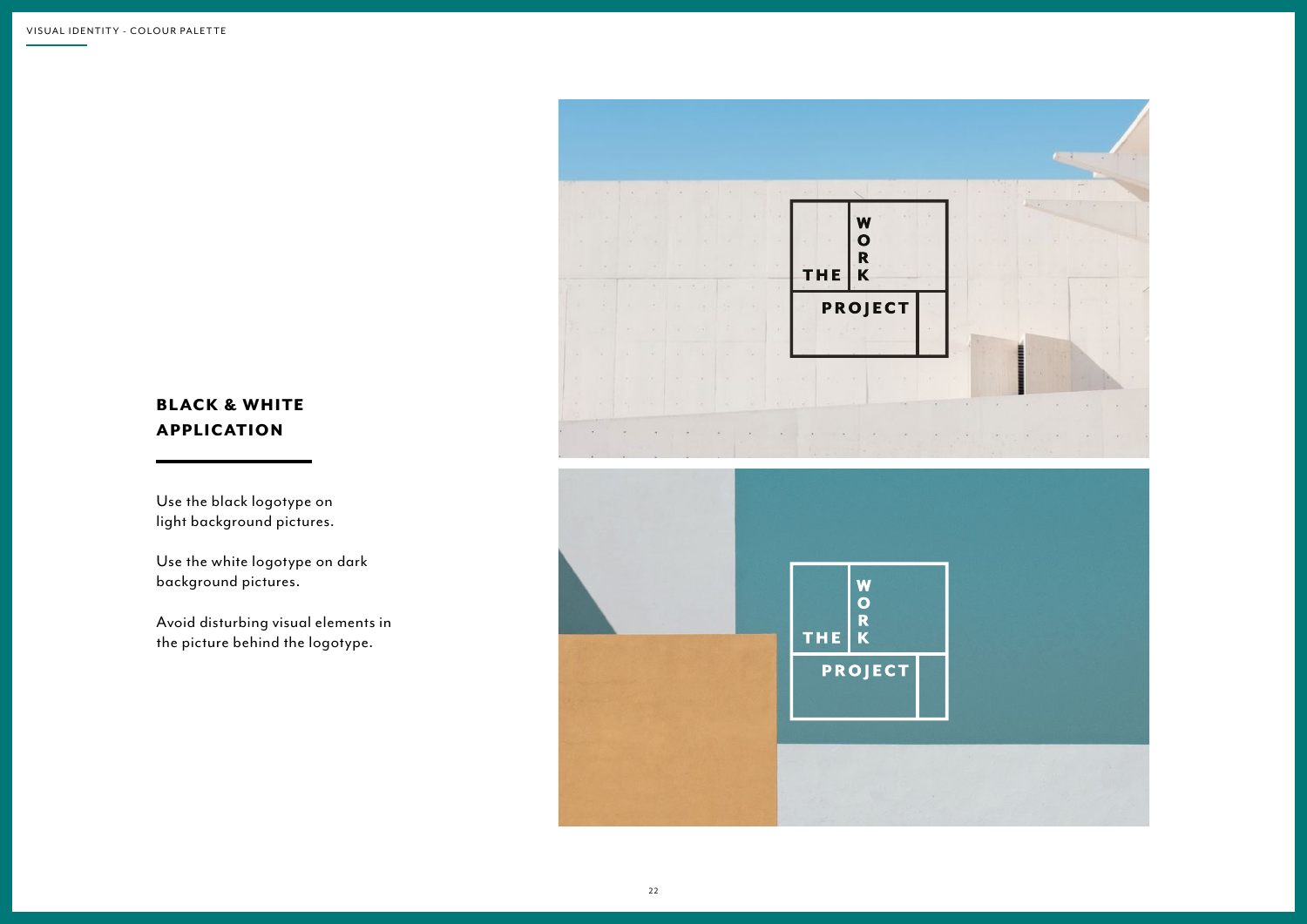## BLACK & WHITE APPLICATION

Use the black logotype on light background pictures.

Use the white logotype on dark background pictures.

Avoid disturbing visual elements in the picture behind the logotype.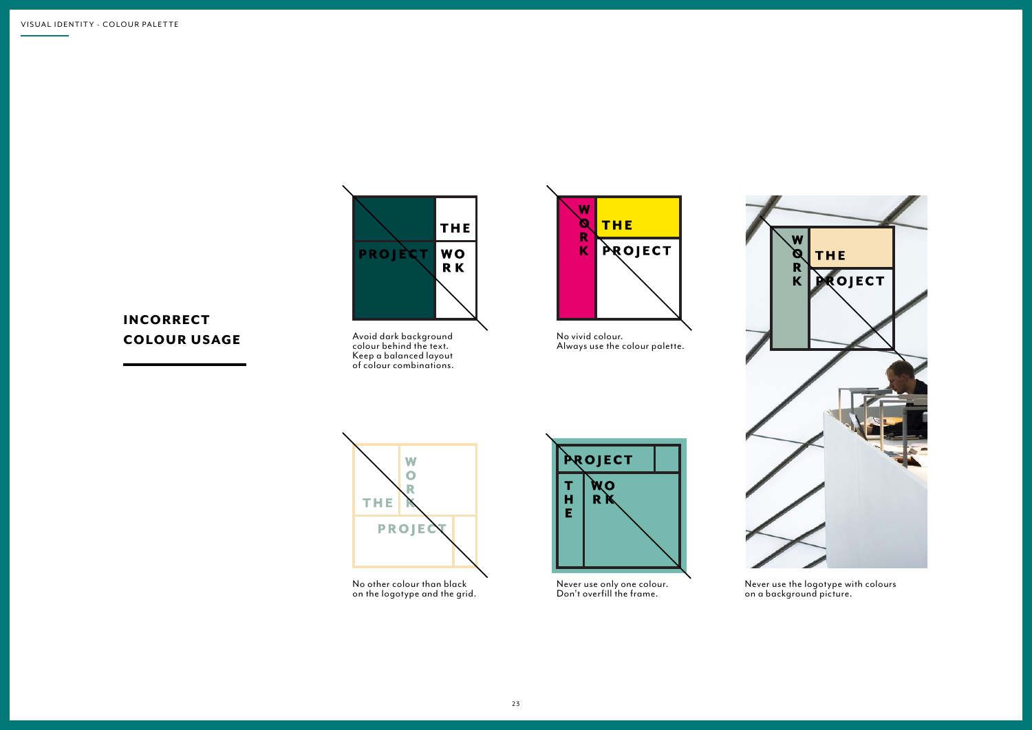## INCORRECT COLOUR USAGE

THE

PROJECT

WO
RK

Avoid dark background colour behind the text. Keep a balanced layout of colour combinations.

W
O
R
K

THE

PROJECT

No vivid colour. Always use the colour palette.

W
O
R
K

THE

PROJECT

Never use the logotype with colours on a background picture.

W
O
R
K

THE

PROJECT

No other colour than black on the logotype and the grid.

PROJECT

T
H
E

WO
RK

Never use only one colour. Don't overfill the frame.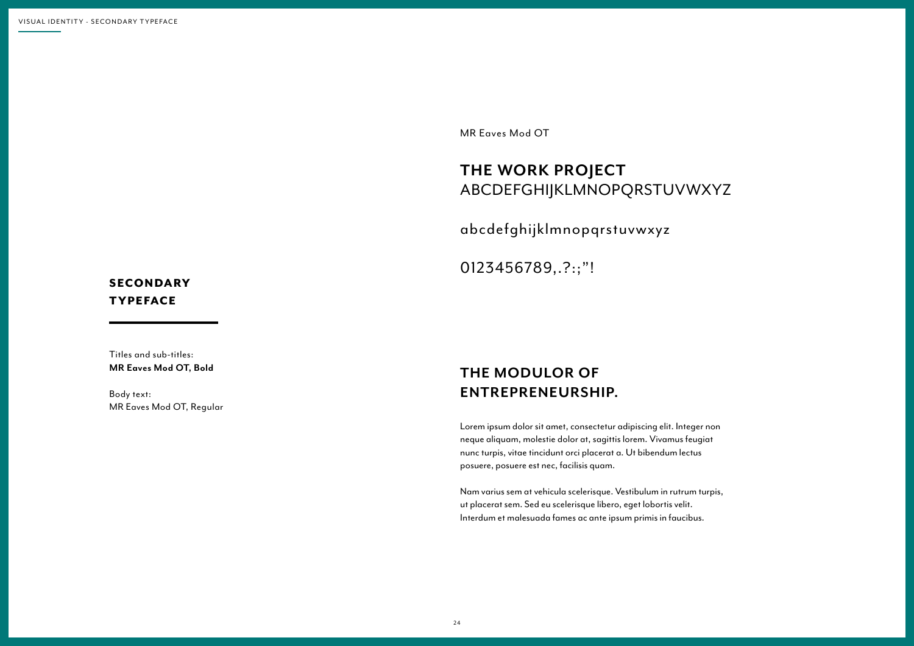## SECONDARY TYPEFACE

Titles and sub-titles:
**MR Eaves Mod OT, Bold**

Body text:
MR Eaves Mod OT, Regular

MR Eaves Mod OT

**THE WORK PROJECT**
ABCDEFGHIJKLMNOPQRSTUVWXYZ

abcdefghijklmnopqrstuvwxyz

0123456789,.?:;”!

### THE MODULOR OF ENTREPRENEURSHIP.

Lorem ipsum dolor sit amet, consectetur adipiscing elit. Integer non neque aliquam, molestie dolor at, sagittis lorem. Vivamus feugiat nunc turpis, vitae tincidunt orci placerat a. Ut bibendum lectus posuere, posuere est nec, facilisis quam.

Nam varius sem at vehicula scelerisque. Vestibulum in rutrum turpis, ut placerat sem. Sed eu scelerisque libero, eget lobortis velit. Interdum et malesuada fames ac ante ipsum primis in faucibus.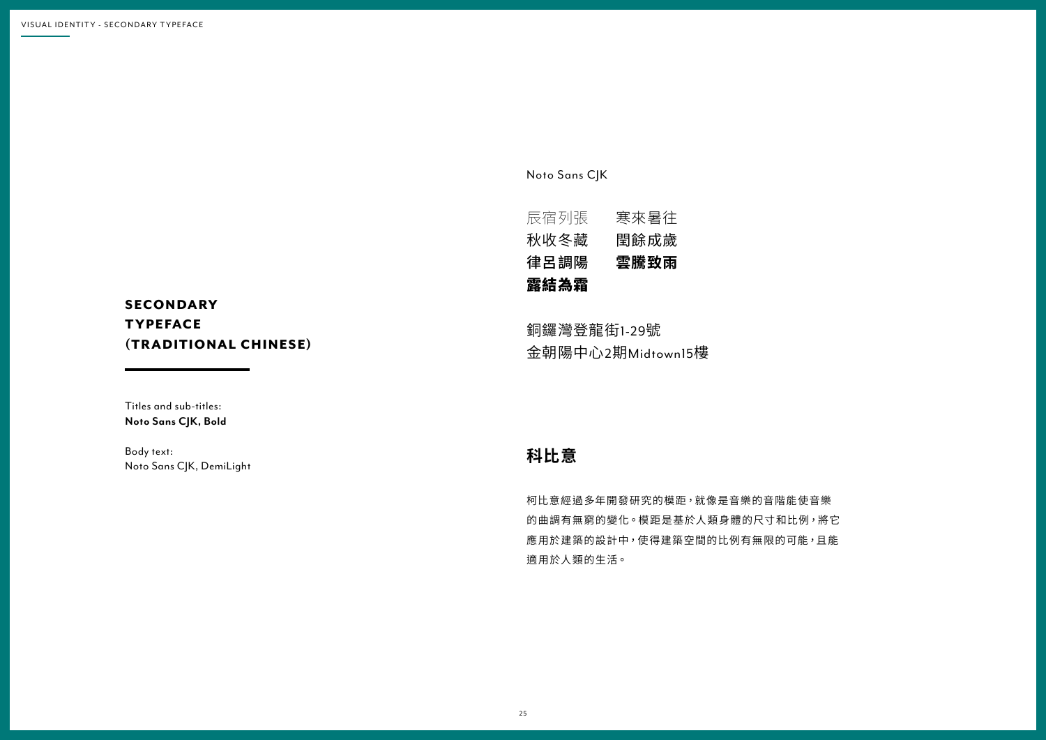## SECONDARY TYPEFACE (TRADITIONAL CHINESE)

Titles and sub-titles:
**Noto Sans CJK, Bold**

Body text:
Noto Sans CJK, DemiLight

Noto Sans CJK

辰宿列張　寒來暑往
秋收冬藏　閏餘成歲
**律呂調陽　雲騰致雨**
**露結為霜**

銅鑼灣登龍街1-29號
金朝陽中心2期Midtown15樓

**科比意**

柯比意經過多年開發研究的模距，就像是音樂的音階能使音樂的曲調有無窮的變化。模距是基於人類身體的尺寸和比例，將它應用於建築的設計中，使得建築空間的比例有無限的可能，且能適用於人類的生活。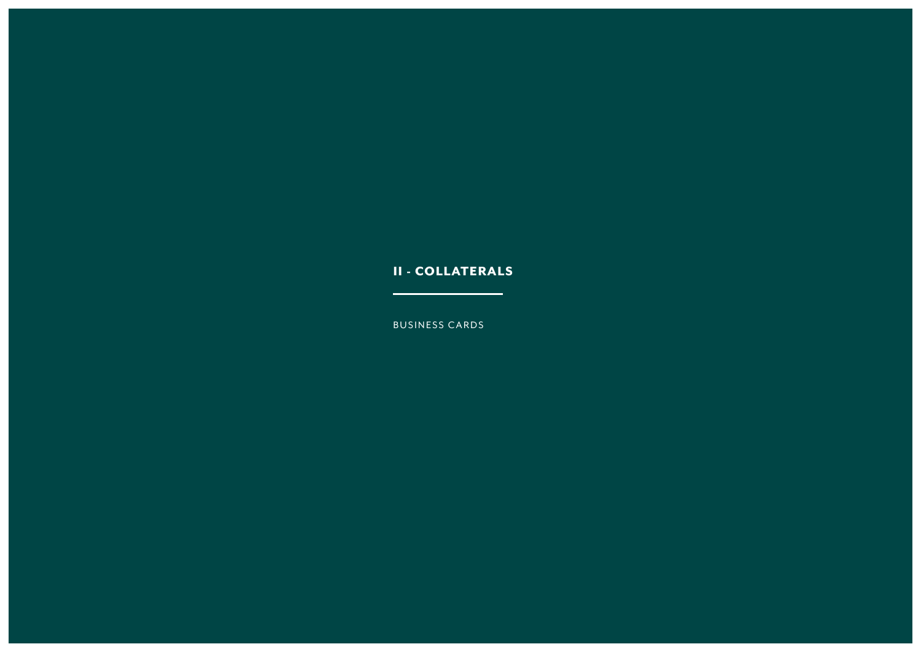## II - COLLATERALS

BUSINESS CARDS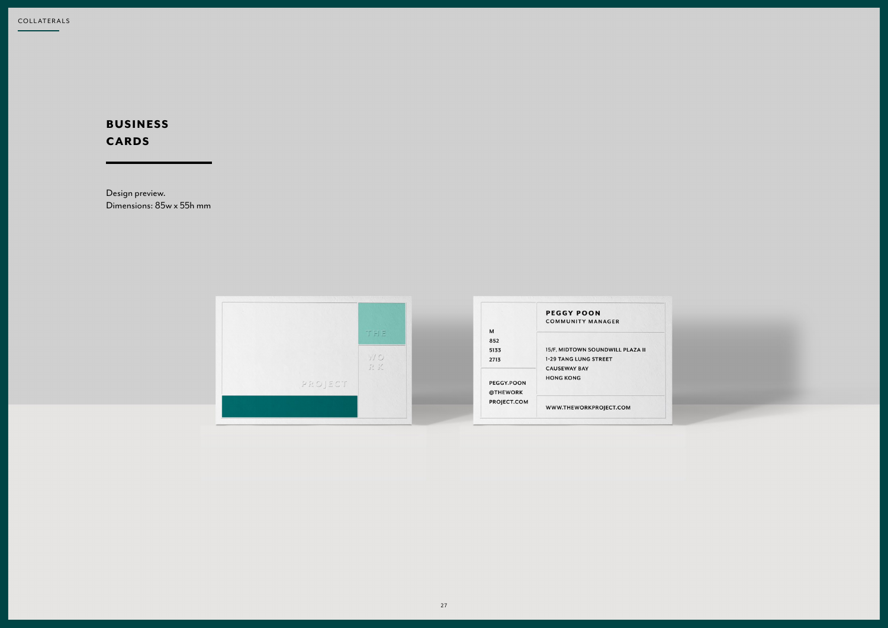# BUSINESS CARDS

Design preview.
Dimensions: 85w x 55h mm

THE
WO
RK
PROJECT

PEGGY POON
COMMUNITY MANAGER

M
852
5133
2713

15/F, MIDTOWN SOUNDWILL PLAZA II
1-29 TANG LUNG STREET
CAUSEWAY BAY
HONG KONG

PEGGY.POON
@THEWORK
PROJECT.COM

WWW.THEWORKPROJECT.COM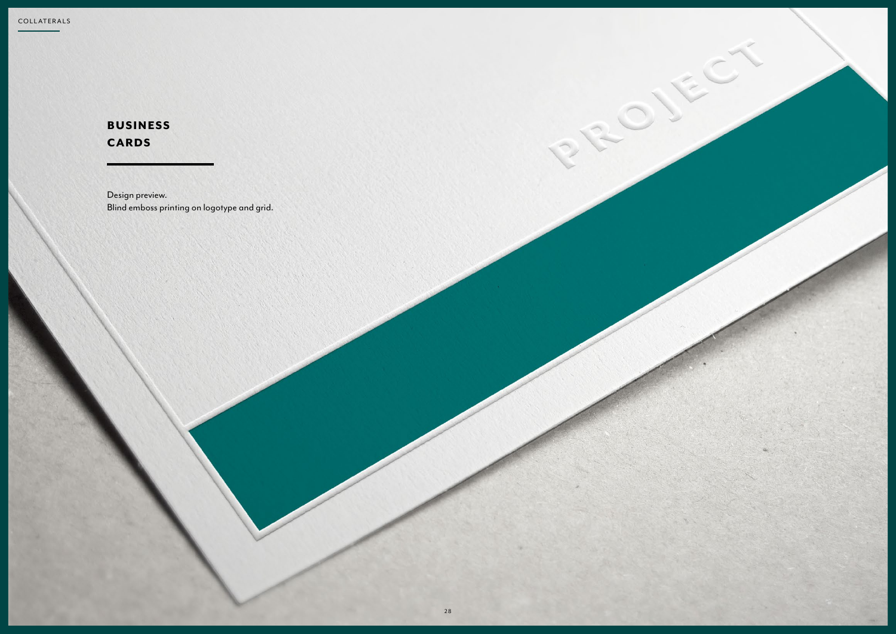## BUSINESS CARDS

Design preview.
Blind emboss printing on logotype and grid.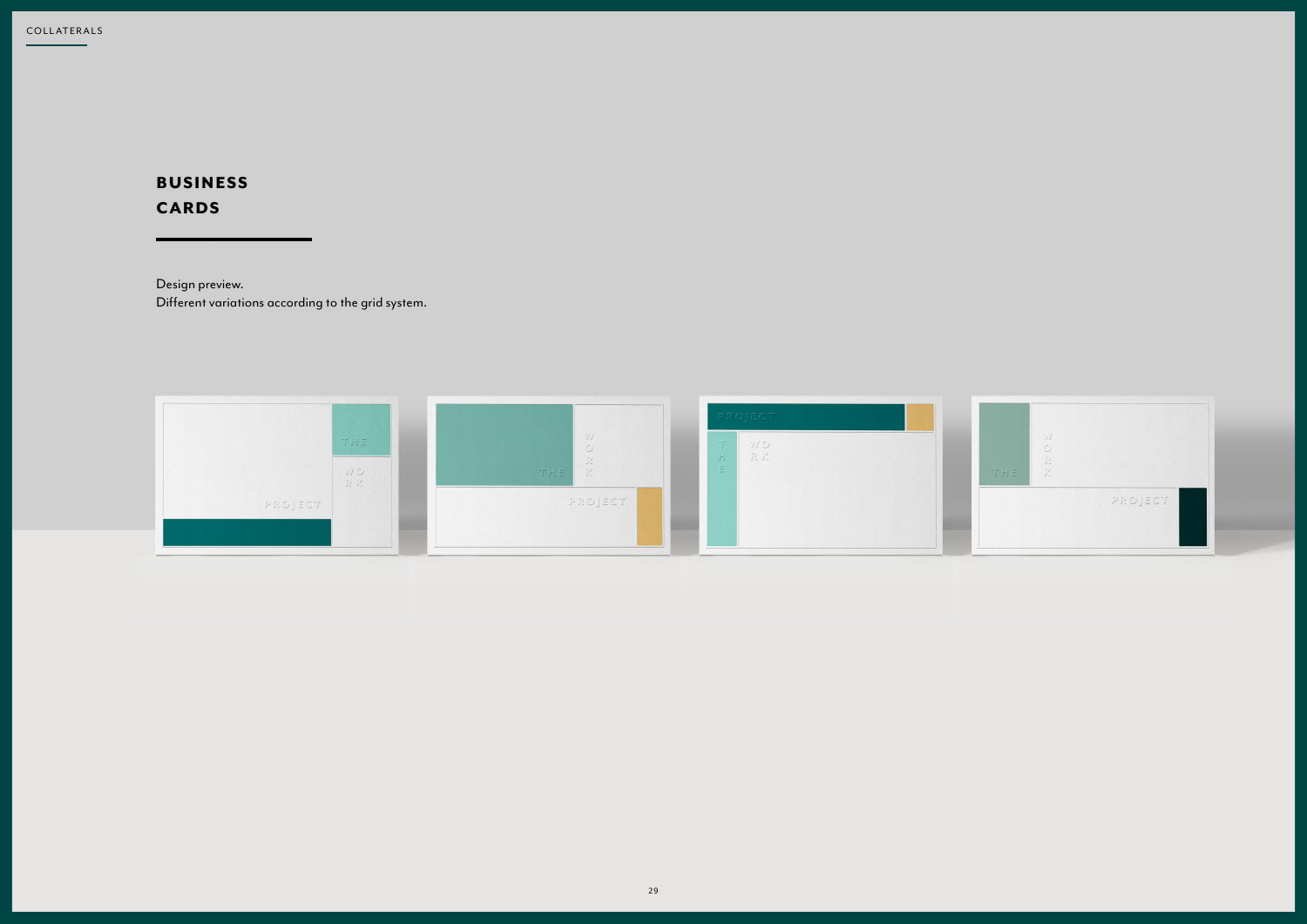# BUSINESS CARDS

Design preview.
Different variations according to the grid system.